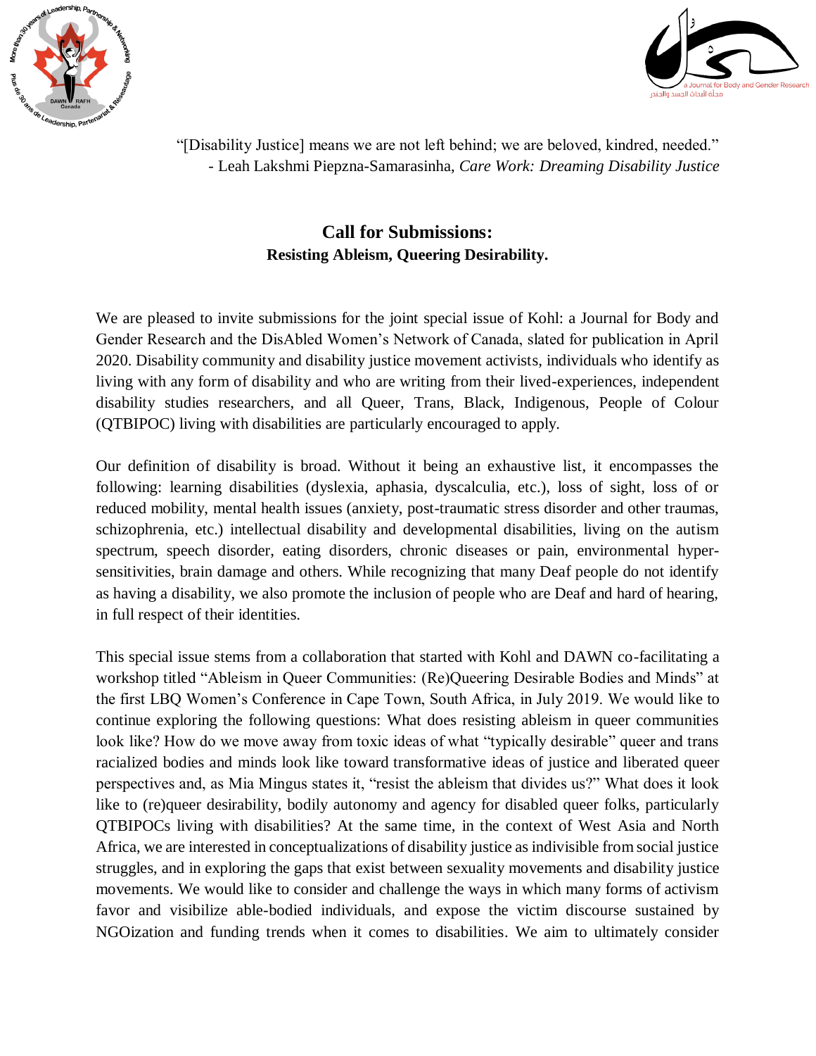"[Disability Justice] means we are not left behind; we are beloved, kindred, needed."
- Leah Lakshmi Piepzna-Samarasinha, *Care Work: Dreaming Disability Justice*

## Call for Submissions:
### Resisting Ableism, Queering Desirability.

We are pleased to invite submissions for the joint special issue of Kohl: a Journal for Body and Gender Research and the DisAbled Women's Network of Canada, slated for publication in April 2020. Disability community and disability justice movement activists, individuals who identify as living with any form of disability and who are writing from their lived-experiences, independent disability studies researchers, and all Queer, Trans, Black, Indigenous, People of Colour (QTBIPOC) living with disabilities are particularly encouraged to apply.

Our definition of disability is broad. Without it being an exhaustive list, it encompasses the following: learning disabilities (dyslexia, aphasia, dyscalculia, etc.), loss of sight, loss of or reduced mobility, mental health issues (anxiety, post-traumatic stress disorder and other traumas, schizophrenia, etc.) intellectual disability and developmental disabilities, living on the autism spectrum, speech disorder, eating disorders, chronic diseases or pain, environmental hyper-sensitivities, brain damage and others. While recognizing that many Deaf people do not identify as having a disability, we also promote the inclusion of people who are Deaf and hard of hearing, in full respect of their identities.

This special issue stems from a collaboration that started with Kohl and DAWN co-facilitating a workshop titled "Ableism in Queer Communities: (Re)Queering Desirable Bodies and Minds" at the first LBQ Women's Conference in Cape Town, South Africa, in July 2019. We would like to continue exploring the following questions: What does resisting ableism in queer communities look like? How do we move away from toxic ideas of what "typically desirable" queer and trans racialized bodies and minds look like toward transformative ideas of justice and liberated queer perspectives and, as Mia Mingus states it, "resist the ableism that divides us?" What does it look like to (re)queer desirability, bodily autonomy and agency for disabled queer folks, particularly QTBIPOCs living with disabilities? At the same time, in the context of West Asia and North Africa, we are interested in conceptualizations of disability justice as indivisible from social justice struggles, and in exploring the gaps that exist between sexuality movements and disability justice movements. We would like to consider and challenge the ways in which many forms of activism favor and visibilize able-bodied individuals, and expose the victim discourse sustained by NGOization and funding trends when it comes to disabilities. We aim to ultimately consider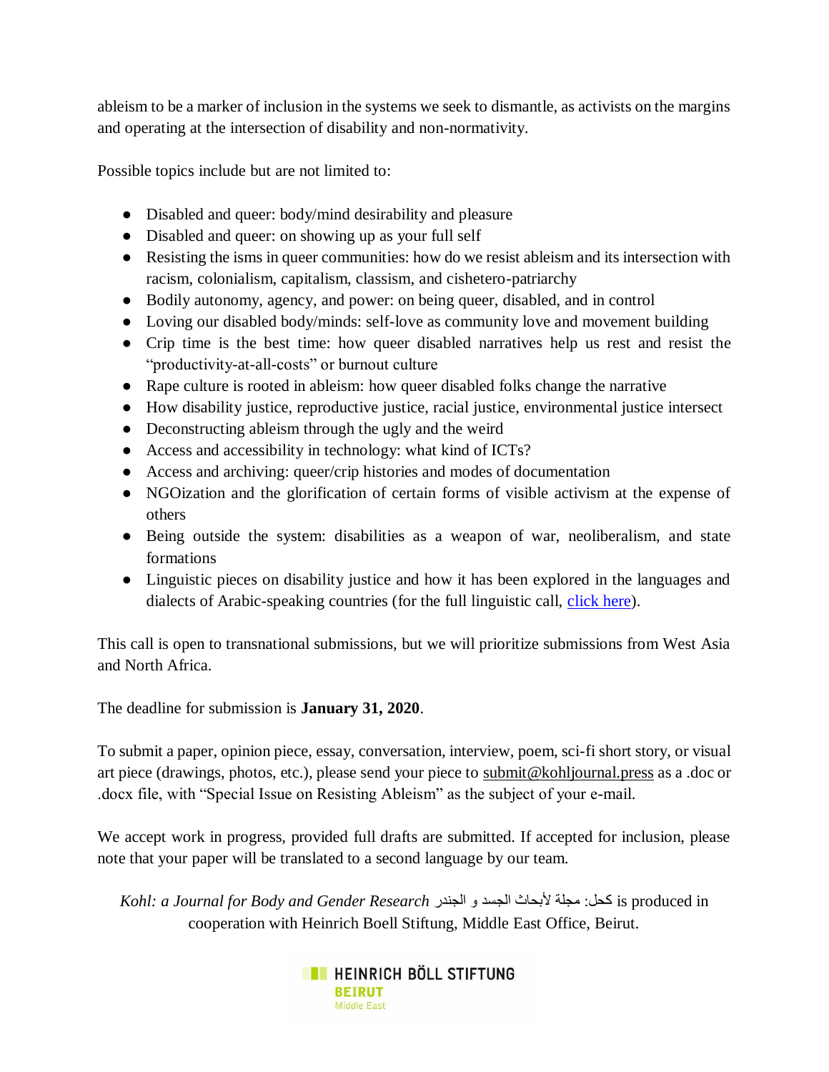ableism to be a marker of inclusion in the systems we seek to dismantle, as activists on the margins and operating at the intersection of disability and non-normativity.

Possible topics include but are not limited to:

- Disabled and queer: body/mind desirability and pleasure
- Disabled and queer: on showing up as your full self
- Resisting the isms in queer communities: how do we resist ableism and its intersection with racism, colonialism, capitalism, classism, and cishetero-patriarchy
- Bodily autonomy, agency, and power: on being queer, disabled, and in control
- Loving our disabled body/minds: self-love as community love and movement building
- Crip time is the best time: how queer disabled narratives help us rest and resist the "productivity-at-all-costs" or burnout culture
- Rape culture is rooted in ableism: how queer disabled folks change the narrative
- How disability justice, reproductive justice, racial justice, environmental justice intersect
- Deconstructing ableism through the ugly and the weird
- Access and accessibility in technology: what kind of ICTs?
- Access and archiving: queer/crip histories and modes of documentation
- NGOization and the glorification of certain forms of visible activism at the expense of others
- Being outside the system: disabilities as a weapon of war, neoliberalism, and state formations
- Linguistic pieces on disability justice and how it has been explored in the languages and dialects of Arabic-speaking countries (for the full linguistic call, [click here]).

This call is open to transnational submissions, but we will prioritize submissions from West Asia and North Africa.

The deadline for submission is **January 31, 2020**.

To submit a paper, opinion piece, essay, conversation, interview, poem, sci-fi short story, or visual art piece (drawings, photos, etc.), please send your piece to submit@kohljournal.press as a .doc or .docx file, with "Special Issue on Resisting Ableism" as the subject of your e-mail.

We accept work in progress, provided full drafts are submitted. If accepted for inclusion, please note that your paper will be translated to a second language by our team.

*Kohl: a Journal for Body and Gender Research* كحل: مجلة لأبحاث الجسد و الجندر is produced in cooperation with Heinrich Boell Stiftung, Middle East Office, Beirut.

HEINRICH BÖLL STIFTUNG
BEIRUT
Middle East